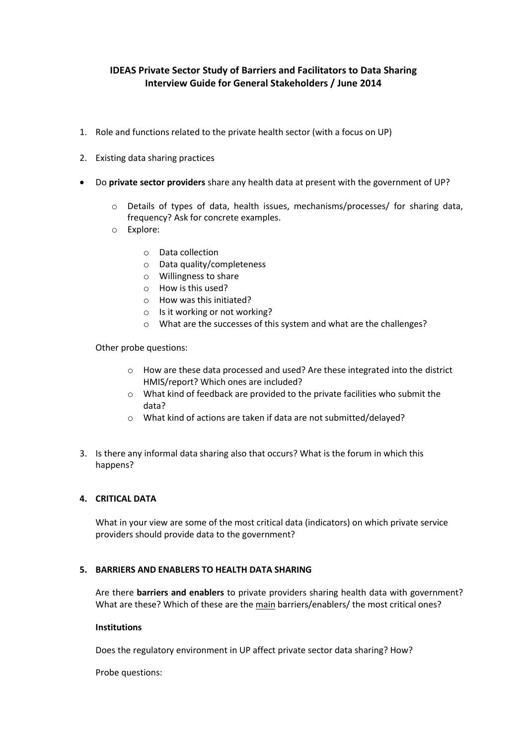**IDEAS Private Sector Study of Barriers and Facilitators to Data Sharing**
**Interview Guide for General Stakeholders / June 2014**

1. Role and functions related to the private health sector (with a focus on UP)

2. Existing data sharing practices

- Do **private sector providers** share any health data at present with the government of UP?
  - Details of types of data, health issues, mechanisms/processes/ for sharing data, frequency? Ask for concrete examples.
  - Explore:
    - Data collection
    - Data quality/completeness
    - Willingness to share
    - How is this used?
    - How was this initiated?
    - Is it working or not working?
    - What are the successes of this system and what are the challenges?

  Other probe questions:

    - How are these data processed and used? Are these integrated into the district HMIS/report? Which ones are included?
    - What kind of feedback are provided to the private facilities who submit the data?
    - What kind of actions are taken if data are not submitted/delayed?

3. Is there any informal data sharing also that occurs? What is the forum in which this happens?

4. **CRITICAL DATA**

   What in your view are some of the most critical data (indicators) on which private service providers should provide data to the government?

5. **BARRIERS AND ENABLERS TO HEALTH DATA SHARING**

   Are there **barriers and enablers** to private providers sharing health data with government? What are these? Which of these are the <u>main</u> barriers/enablers/ the most critical ones?

   **Institutions**

   Does the regulatory environment in UP affect private sector data sharing? How?

   Probe questions: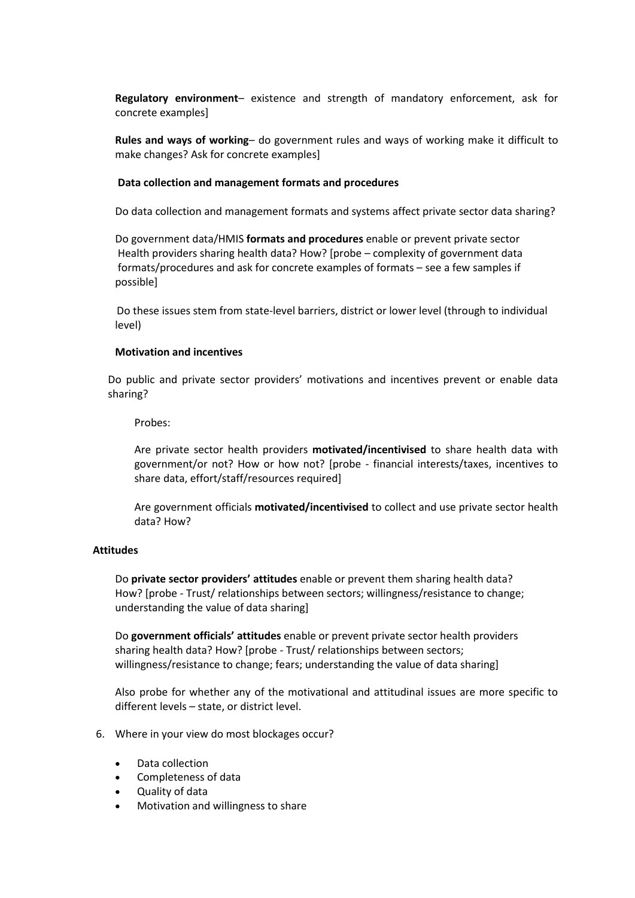**Regulatory environment**– existence and strength of mandatory enforcement, ask for concrete examples]

**Rules and ways of working**– do government rules and ways of working make it difficult to make changes? Ask for concrete examples]

**Data collection and management formats and procedures**

Do data collection and management formats and systems affect private sector data sharing?

Do government data/HMIS **formats and procedures** enable or prevent private sector Health providers sharing health data? How? [probe – complexity of government data formats/procedures and ask for concrete examples of formats – see a few samples if possible]

Do these issues stem from state-level barriers, district or lower level (through to individual level)

**Motivation and incentives**

Do public and private sector providers' motivations and incentives prevent or enable data sharing?

Probes:

Are private sector health providers **motivated/incentivised** to share health data with government/or not? How or how not? [probe - financial interests/taxes, incentives to share data, effort/staff/resources required]

Are government officials **motivated/incentivised** to collect and use private sector health data? How?

**Attitudes**

Do **private sector providers' attitudes** enable or prevent them sharing health data? How? [probe - Trust/ relationships between sectors; willingness/resistance to change; understanding the value of data sharing]

Do **government officials' attitudes** enable or prevent private sector health providers sharing health data? How? [probe - Trust/ relationships between sectors; willingness/resistance to change; fears; understanding the value of data sharing]

Also probe for whether any of the motivational and attitudinal issues are more specific to different levels – state, or district level.

6. Where in your view do most blockages occur?

- Data collection
- Completeness of data
- Quality of data
- Motivation and willingness to share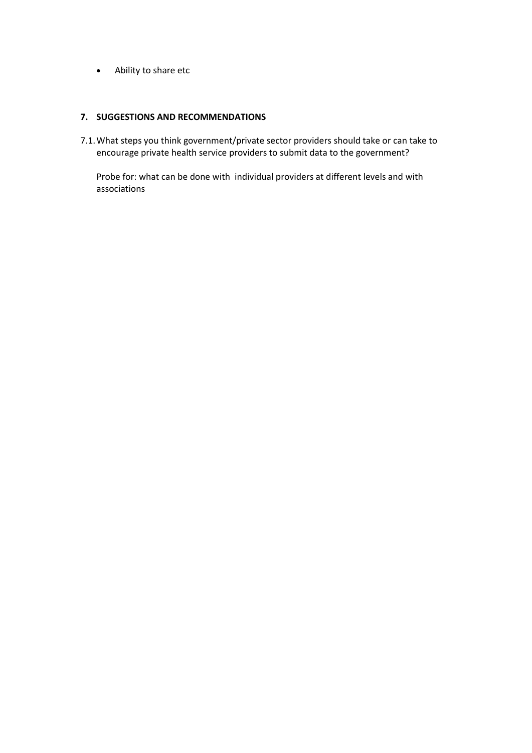- Ability to share etc

## 7. SUGGESTIONS AND RECOMMENDATIONS

7.1. What steps you think government/private sector providers should take or can take to encourage private health service providers to submit data to the government?

Probe for: what can be done with individual providers at different levels and with associations